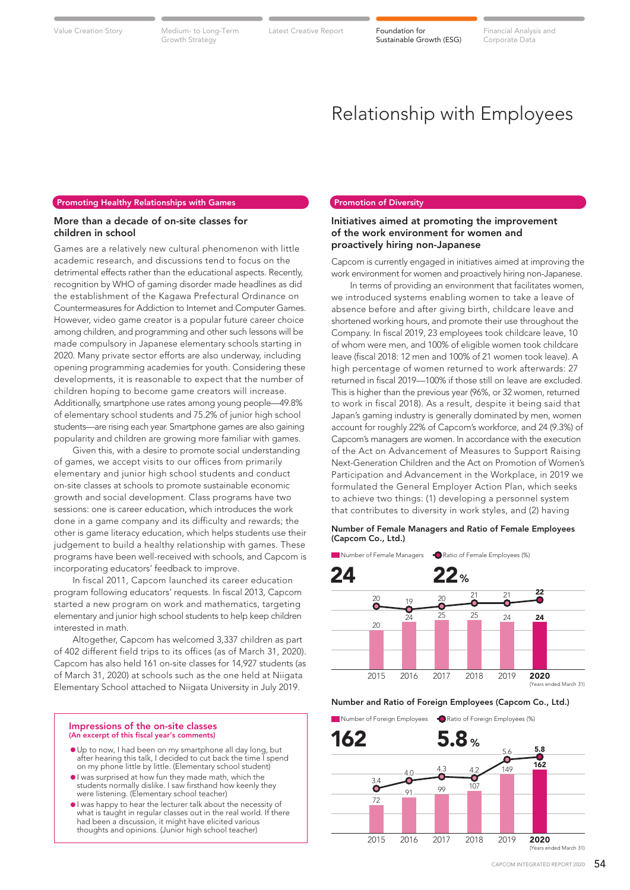# Relationship with Employees

## Promoting Healthy Relationships with Games

### More than a decade of on-site classes for children in school

Games are a relatively new cultural phenomenon with little academic research, and discussions tend to focus on the detrimental effects rather than the educational aspects. Recently, recognition by WHO of gaming disorder made headlines as did the establishment of the Kagawa Prefectural Ordinance on Countermeasures for Addiction to Internet and Computer Games. However, video game creator is a popular future career choice among children, and programming and other such lessons will be made compulsory in Japanese elementary schools starting in 2020. Many private sector efforts are also underway, including opening programming academies for youth. Considering these developments, it is reasonable to expect that the number of children hoping to become game creators will increase. Additionally, smartphone use rates among young people—49.8% of elementary school students and 75.2% of junior high school students—are rising each year. Smartphone games are also gaining popularity and children are growing more familiar with games.

Given this, with a desire to promote social understanding of games, we accept visits to our offices from primarily elementary and junior high school students and conduct on-site classes at schools to promote sustainable economic growth and social development. Class programs have two sessions: one is career education, which introduces the work done in a game company and its difficulty and rewards; the other is game literacy education, which helps students use their judgement to build a healthy relationship with games. These programs have been well-received with schools, and Capcom is incorporating educators' feedback to improve.

In fiscal 2011, Capcom launched its career education program following educators' requests. In fiscal 2013, Capcom started a new program on work and mathematics, targeting elementary and junior high school students to help keep children interested in math.

Altogether, Capcom has welcomed 3,337 children as part of 402 different field trips to its offices (as of March 31, 2020). Capcom has also held 161 on-site classes for 14,927 students (as of March 31, 2020) at schools such as the one held at Niigata Elementary School attached to Niigata University in July 2019.

### Impressions of the on-site classes
(An excerpt of this fiscal year's comments)

- I had been on my smartphone all day long, but after hearing this talk, I decided to cut back the time I spend on my phone little by little. (Elementary school student)
- I was surprised at how fun they made math, which the students normally dislike. I saw firsthand how keenly they were listening. (Elementary school teacher)
- I was happy to hear the lecturer talk about the necessity of what is taught in regular classes out in the real world. If there had been a discussion, it might have elicited various thoughts and opinions. (Junior high school teacher)

## Promotion of Diversity

### Initiatives aimed at promoting the improvement of the work environment for women and proactively hiring non-Japanese

Capcom is currently engaged in initiatives aimed at improving the work environment for women and proactively hiring non-Japanese.

In terms of providing an environment that facilitates women, we introduced systems enabling women to take a leave of absence before and after giving birth, childcare leave and shortened working hours, and promote their use throughout the Company. In fiscal 2019, 23 employees took childcare leave, 10 of whom were men, and 100% of eligible women took childcare leave (fiscal 2018: 12 men and 100% of 21 women took leave). A high percentage of women returned to work afterwards: 27 returned in fiscal 2019—100% if those still on leave are excluded. This is higher than the previous year (96%, or 32 women, returned to work in fiscal 2018). As a result, despite it being said that Japan's gaming industry is generally dominated by men, women account for roughly 22% of Capcom's workforce, and 24 (9.3%) of Capcom's managers are women. In accordance with the execution of the Act on Advancement of Measures to Support Raising Next-Generation Children and the Act on Promotion of Women's Participation and Advancement in the Workplace, in 2019 we formulated the General Employer Action Plan, which seeks to achieve two things: (1) developing a personnel system that contributes to diversity in work styles, and (2) having

**Number of Female Managers and Ratio of Female Employees (Capcom Co., Ltd.)**

| (Years ended March 31) | 2015 | 2016 | 2017 | 2018 | 2019 | 2020 |
|---|---|---|---|---|---|---|
| Number of Female Managers | 20 | 24 | 25 | 25 | 24 | 24 |
| Ratio of Female Employees (%) | 20 | 19 | 20 | 21 | 21 | 22 |

**Number and Ratio of Foreign Employees (Capcom Co., Ltd.)**

| (Years ended March 31) | 2015 | 2016 | 2017 | 2018 | 2019 | 2020 |
|---|---|---|---|---|---|---|
| Number of Foreign Employees | 72 | 91 | 99 | 107 | 149 | 162 |
| Ratio of Foreign Employees (%) | 3.4 | 4.0 | 4.3 | 4.2 | 5.6 | 5.8 |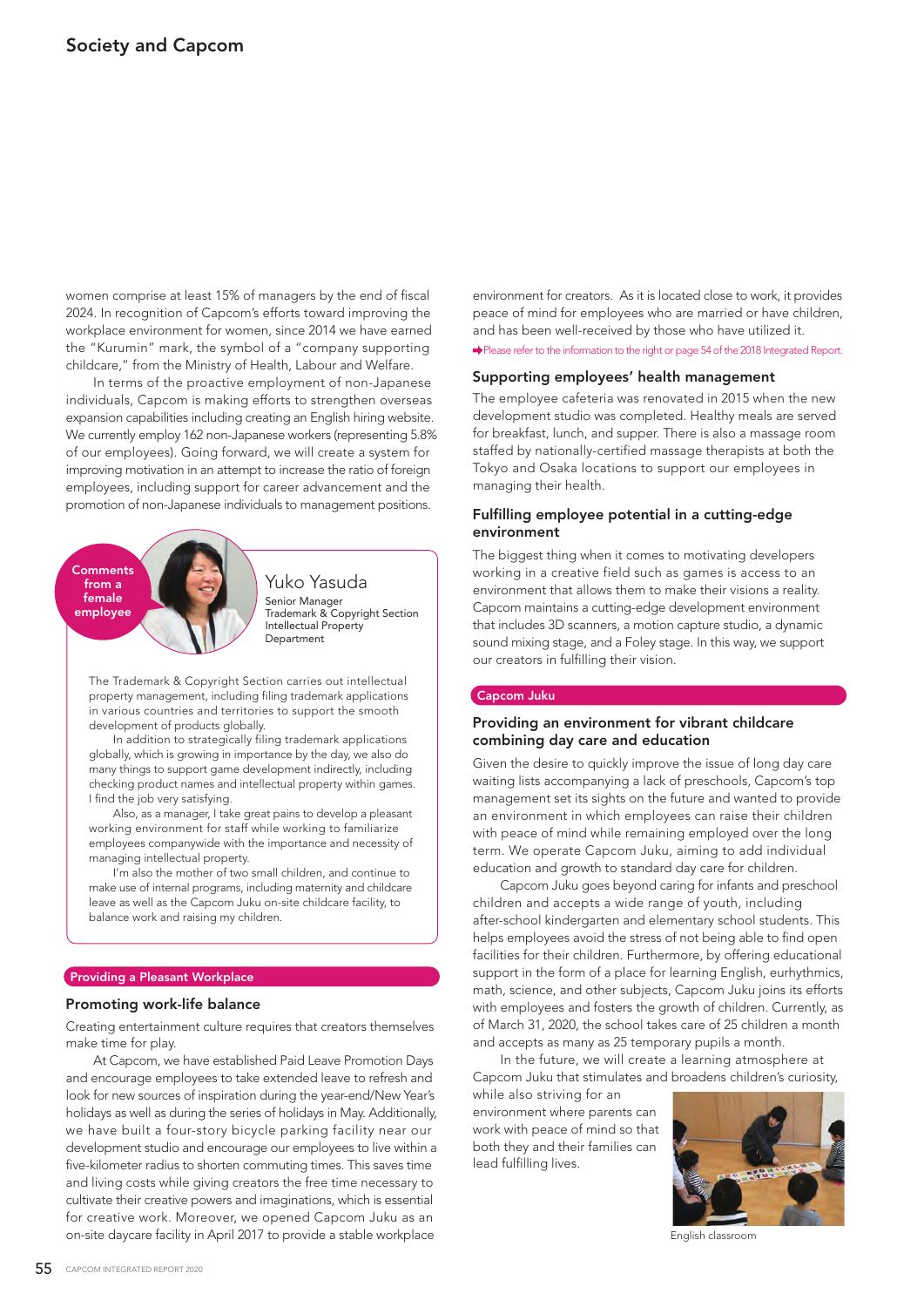## Society and Capcom

women comprise at least 15% of managers by the end of fiscal 2024. In recognition of Capcom's efforts toward improving the workplace environment for women, since 2014 we have earned the "Kurumin" mark, the symbol of a "company supporting childcare," from the Ministry of Health, Labour and Welfare.

In terms of the proactive employment of non-Japanese individuals, Capcom is making efforts to strengthen overseas expansion capabilities including creating an English hiring website. We currently employ 162 non-Japanese workers (representing 5.8% of our employees). Going forward, we will create a system for improving motivation in an attempt to increase the ratio of foreign employees, including support for career advancement and the promotion of non-Japanese individuals to management positions.

**Comments from a female employee**

### Yuko Yasuda

Senior Manager
Trademark & Copyright Section
Intellectual Property Department

The Trademark & Copyright Section carries out intellectual property management, including filing trademark applications in various countries and territories to support the smooth development of products globally.

In addition to strategically filing trademark applications globally, which is growing in importance by the day, we also do many things to support game development indirectly, including checking product names and intellectual property within games. I find the job very satisfying.

Also, as a manager, I take great pains to develop a pleasant working environment for staff while working to familiarize employees companywide with the importance and necessity of managing intellectual property.

I'm also the mother of two small children, and continue to make use of internal programs, including maternity and childcare leave as well as the Capcom Juku on-site childcare facility, to balance work and raising my children.

**Providing a Pleasant Workplace**

### Promoting work-life balance

Creating entertainment culture requires that creators themselves make time for play.

At Capcom, we have established Paid Leave Promotion Days and encourage employees to take extended leave to refresh and look for new sources of inspiration during the year-end/New Year's holidays as well as during the series of holidays in May. Additionally, we have built a four-story bicycle parking facility near our development studio and encourage our employees to live within a five-kilometer radius to shorten commuting times. This saves time and living costs while giving creators the free time necessary to cultivate their creative powers and imaginations, which is essential for creative work. Moreover, we opened Capcom Juku as an on-site daycare facility in April 2017 to provide a stable workplace environment for creators. As it is located close to work, it provides peace of mind for employees who are married or have children, and has been well-received by those who have utilized it.

➡Please refer to the information to the right or page 54 of the 2018 Integrated Report.

### Supporting employees' health management

The employee cafeteria was renovated in 2015 when the new development studio was completed. Healthy meals are served for breakfast, lunch, and supper. There is also a massage room staffed by nationally-certified massage therapists at both the Tokyo and Osaka locations to support our employees in managing their health.

### Fulfilling employee potential in a cutting-edge environment

The biggest thing when it comes to motivating developers working in a creative field such as games is access to an environment that allows them to make their visions a reality. Capcom maintains a cutting-edge development environment that includes 3D scanners, a motion capture studio, a dynamic sound mixing stage, and a Foley stage. In this way, we support our creators in fulfilling their vision.

**Capcom Juku**

### Providing an environment for vibrant childcare combining day care and education

Given the desire to quickly improve the issue of long day care waiting lists accompanying a lack of preschools, Capcom's top management set its sights on the future and wanted to provide an environment in which employees can raise their children with peace of mind while remaining employed over the long term. We operate Capcom Juku, aiming to add individual education and growth to standard day care for children.

Capcom Juku goes beyond caring for infants and preschool children and accepts a wide range of youth, including after-school kindergarten and elementary school students. This helps employees avoid the stress of not being able to find open facilities for their children. Furthermore, by offering educational support in the form of a place for learning English, eurhythmics, math, science, and other subjects, Capcom Juku joins its efforts with employees and fosters the growth of children. Currently, as of March 31, 2020, the school takes care of 25 children a month and accepts as many as 25 temporary pupils a month.

In the future, we will create a learning atmosphere at Capcom Juku that stimulates and broadens children's curiosity, while also striving for an environment where parents can work with peace of mind so that both they and their families can lead fulfilling lives.

English classroom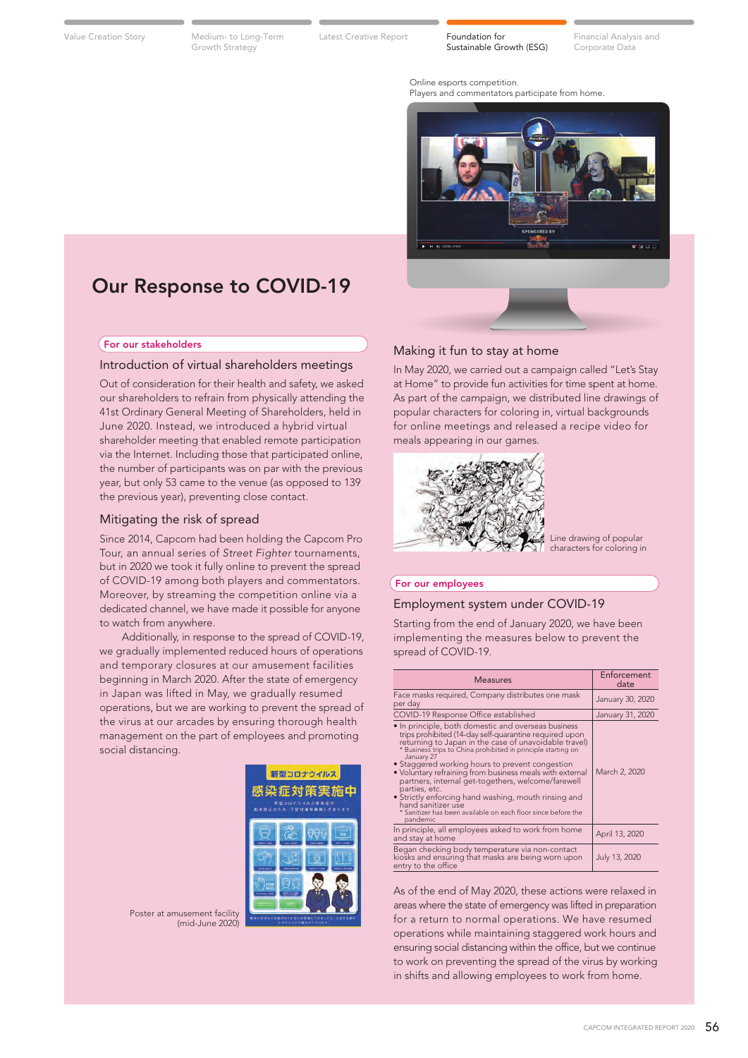# Our Response to COVID-19

Online esports competition.
Players and commentators participate from home.

## For our stakeholders

### Introduction of virtual shareholders meetings

Out of consideration for their health and safety, we asked our shareholders to refrain from physically attending the 41st Ordinary General Meeting of Shareholders, held in June 2020. Instead, we introduced a hybrid virtual shareholder meeting that enabled remote participation via the Internet. Including those that participated online, the number of participants was on par with the previous year, but only 53 came to the venue (as opposed to 139 the previous year), preventing close contact.

### Mitigating the risk of spread

Since 2014, Capcom had been holding the Capcom Pro Tour, an annual series of *Street Fighter* tournaments, but in 2020 we took it fully online to prevent the spread of COVID-19 among both players and commentators. Moreover, by streaming the competition online via a dedicated channel, we have made it possible for anyone to watch from anywhere.

Additionally, in response to the spread of COVID-19, we gradually implemented reduced hours of operations and temporary closures at our amusement facilities beginning in March 2020. After the state of emergency in Japan was lifted in May, we gradually resumed operations, but we are working to prevent the spread of the virus at our arcades by ensuring thorough health management on the part of employees and promoting social distancing.

Poster at amusement facility (mid-June 2020)

### Making it fun to stay at home

In May 2020, we carried out a campaign called “Let’s Stay at Home” to provide fun activities for time spent at home. As part of the campaign, we distributed line drawings of popular characters for coloring in, virtual backgrounds for online meetings and released a recipe video for meals appearing in our games.

Line drawing of popular characters for coloring in

## For our employees

### Employment system under COVID-19

Starting from the end of January 2020, we have been implementing the measures below to prevent the spread of COVID-19.

| Measures | Enforcement date |
|---|---|
| Face masks required, Company distributes one mask per day | January 30, 2020 |
| COVID-19 Response Office established | January 31, 2020 |
| • In principle, both domestic and overseas business trips prohibited (14-day self-quarantine required upon returning to Japan in the case of unavoidable travel)<br>\* Business trips to China prohibited in principle starting on January 27<br>• Staggered working hours to prevent congestion<br>• Voluntary refraining from business meals with external partners, internal get-togethers, welcome/farewell parties, etc.<br>• Strictly enforcing hand washing, mouth rinsing and hand sanitizer use<br>\* Sanitizer has been available on each floor since before the pandemic | March 2, 2020 |
| In principle, all employees asked to work from home and stay at home | April 13, 2020 |
| Began checking body temperature via non-contact kiosks and ensuring that masks are being worn upon entry to the office | July 13, 2020 |

As of the end of May 2020, these actions were relaxed in areas where the state of emergency was lifted in preparation for a return to normal operations. We have resumed operations while maintaining staggered work hours and ensuring social distancing within the office, but we continue to work on preventing the spread of the virus by working in shifts and allowing employees to work from home.